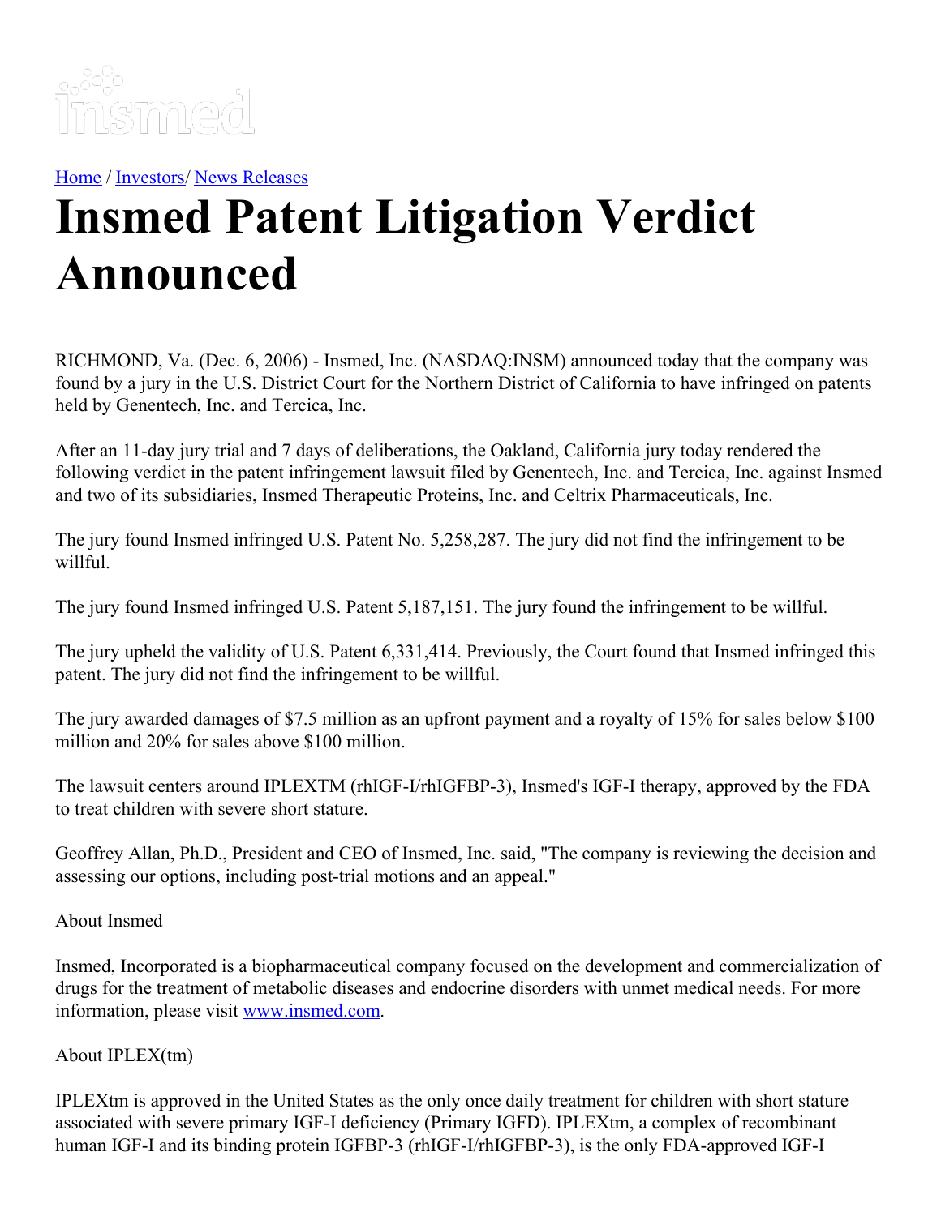[Home](#) / [Investors](#)/ [News Releases](#)

# Insmed Patent Litigation Verdict Announced

RICHMOND, Va. (Dec. 6, 2006) - Insmed, Inc. (NASDAQ:INSM) announced today that the company was found by a jury in the U.S. District Court for the Northern District of California to have infringed on patents held by Genentech, Inc. and Tercica, Inc.

After an 11-day jury trial and 7 days of deliberations, the Oakland, California jury today rendered the following verdict in the patent infringement lawsuit filed by Genentech, Inc. and Tercica, Inc. against Insmed and two of its subsidiaries, Insmed Therapeutic Proteins, Inc. and Celtrix Pharmaceuticals, Inc.

The jury found Insmed infringed U.S. Patent No. 5,258,287. The jury did not find the infringement to be willful.

The jury found Insmed infringed U.S. Patent 5,187,151. The jury found the infringement to be willful.

The jury upheld the validity of U.S. Patent 6,331,414. Previously, the Court found that Insmed infringed this patent. The jury did not find the infringement to be willful.

The jury awarded damages of $7.5 million as an upfront payment and a royalty of 15% for sales below $100 million and 20% for sales above $100 million.

The lawsuit centers around IPLEXTM (rhIGF-I/rhIGFBP-3), Insmed's IGF-I therapy, approved by the FDA to treat children with severe short stature.

Geoffrey Allan, Ph.D., President and CEO of Insmed, Inc. said, "The company is reviewing the decision and assessing our options, including post-trial motions and an appeal."

About Insmed

Insmed, Incorporated is a biopharmaceutical company focused on the development and commercialization of drugs for the treatment of metabolic diseases and endocrine disorders with unmet medical needs. For more information, please visit [www.insmed.com](http://www.insmed.com).

About IPLEX(tm)

IPLEXtm is approved in the United States as the only once daily treatment for children with short stature associated with severe primary IGF-I deficiency (Primary IGFD). IPLEXtm, a complex of recombinant human IGF-I and its binding protein IGFBP-3 (rhIGF-I/rhIGFBP-3), is the only FDA-approved IGF-I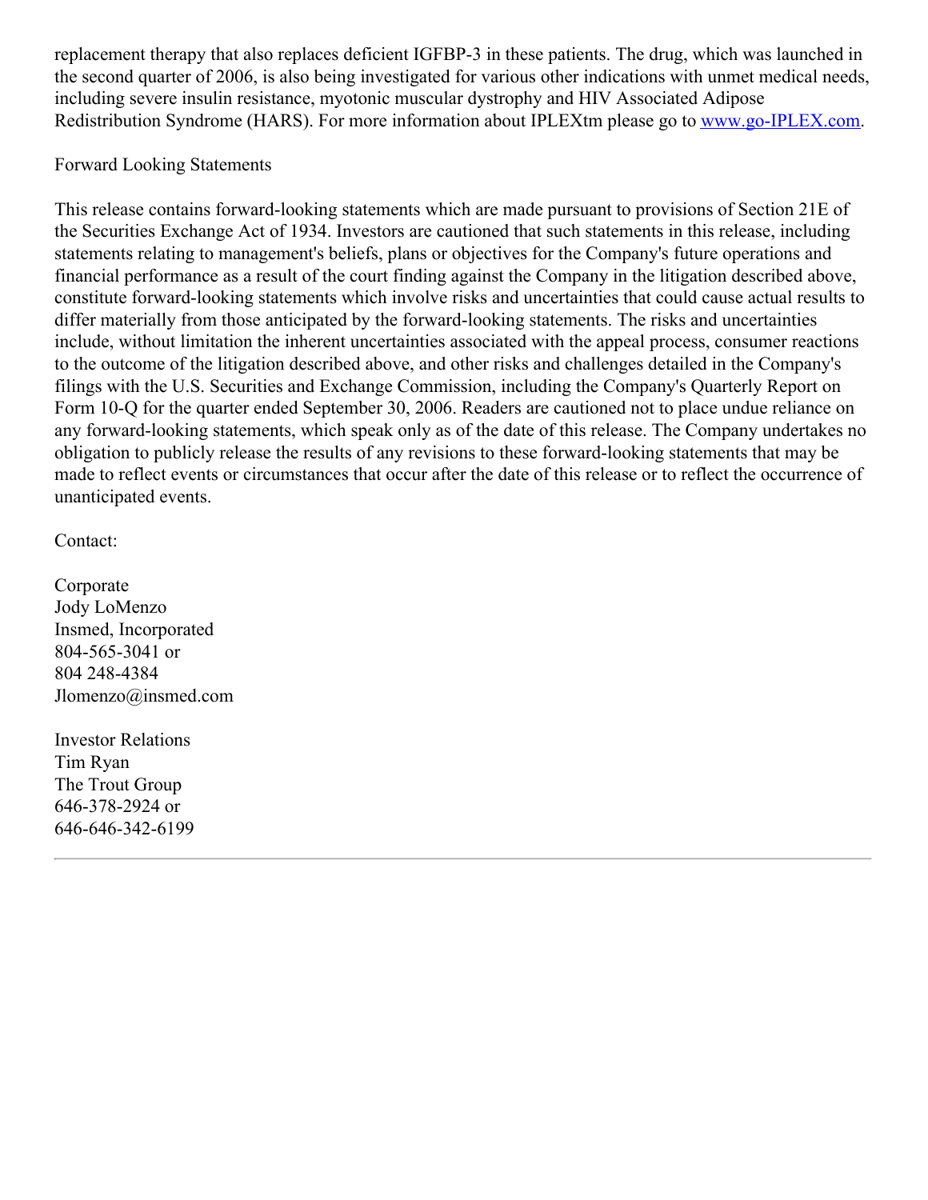replacement therapy that also replaces deficient IGFBP-3 in these patients. The drug, which was launched in the second quarter of 2006, is also being investigated for various other indications with unmet medical needs, including severe insulin resistance, myotonic muscular dystrophy and HIV Associated Adipose Redistribution Syndrome (HARS). For more information about IPLEXtm please go to [www.go-IPLEX.com](http://www.go-IPLEX.com).

Forward Looking Statements

This release contains forward-looking statements which are made pursuant to provisions of Section 21E of the Securities Exchange Act of 1934. Investors are cautioned that such statements in this release, including statements relating to management's beliefs, plans or objectives for the Company's future operations and financial performance as a result of the court finding against the Company in the litigation described above, constitute forward-looking statements which involve risks and uncertainties that could cause actual results to differ materially from those anticipated by the forward-looking statements. The risks and uncertainties include, without limitation the inherent uncertainties associated with the appeal process, consumer reactions to the outcome of the litigation described above, and other risks and challenges detailed in the Company's filings with the U.S. Securities and Exchange Commission, including the Company's Quarterly Report on Form 10-Q for the quarter ended September 30, 2006. Readers are cautioned not to place undue reliance on any forward-looking statements, which speak only as of the date of this release. The Company undertakes no obligation to publicly release the results of any revisions to these forward-looking statements that may be made to reflect events or circumstances that occur after the date of this release or to reflect the occurrence of unanticipated events.

Contact:

Corporate
Jody LoMenzo
Insmed, Incorporated
804-565-3041 or
804 248-4384
Jlomenzo@insmed.com

Investor Relations
Tim Ryan
The Trout Group
646-378-2924 or
646-646-342-6199